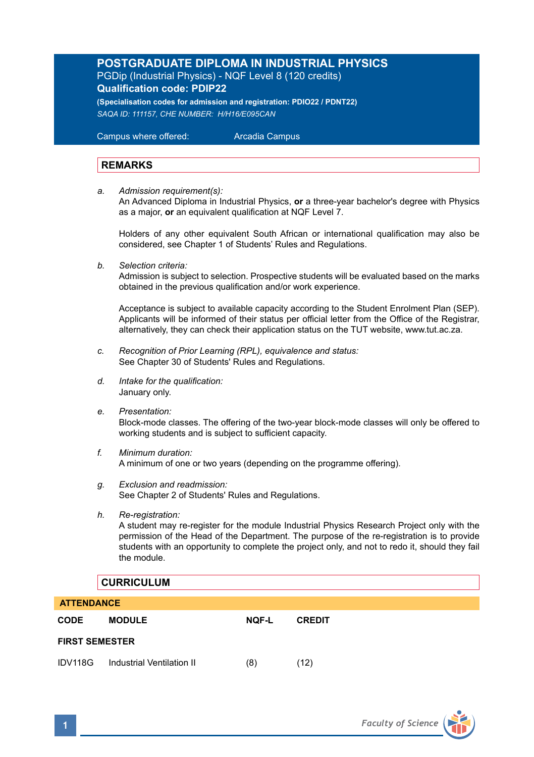# POSTGRADUATE DIPLOMA IN INDUSTRIAL PHYSICS

PGDip (Industrial Physics) - NQF Level 8 (120 credits)

**Qualification code: PDIP22**

**(Specialisation codes for admission and registration: PDIO22 / PDNT22)**

*SAQA ID: 111157, CHE NUMBER: H/H16/E095CAN*

Campus where offered: Arcadia Campus

## REMARKS

a. *Admission requirement(s):*
   An Advanced Diploma in Industrial Physics, **or** a three-year bachelor's degree with Physics as a major, **or** an equivalent qualification at NQF Level 7.

   Holders of any other equivalent South African or international qualification may also be considered, see Chapter 1 of Students' Rules and Regulations.

b. *Selection criteria:*
   Admission is subject to selection. Prospective students will be evaluated based on the marks obtained in the previous qualification and/or work experience.

   Acceptance is subject to available capacity according to the Student Enrolment Plan (SEP). Applicants will be informed of their status per official letter from the Office of the Registrar, alternatively, they can check their application status on the TUT website, www.tut.ac.za.

c. *Recognition of Prior Learning (RPL), equivalence and status:*
   See Chapter 30 of Students' Rules and Regulations.

d. *Intake for the qualification:*
   January only.

e. *Presentation:*
   Block-mode classes. The offering of the two-year block-mode classes will only be offered to working students and is subject to sufficient capacity.

f. *Minimum duration:*
   A minimum of one or two years (depending on the programme offering).

g. *Exclusion and readmission:*
   See Chapter 2 of Students' Rules and Regulations.

h. *Re-registration:*
   A student may re-register for the module Industrial Physics Research Project only with the permission of the Head of the Department. The purpose of the re-registration is to provide students with an opportunity to complete the project only, and not to redo it, should they fail the module.

## CURRICULUM

**ATTENDANCE**

| CODE | MODULE | NQF-L | CREDIT |
|---|---|---|---|
| **FIRST SEMESTER** | | | |
| IDV118G | Industrial Ventilation II | (8) | (12) |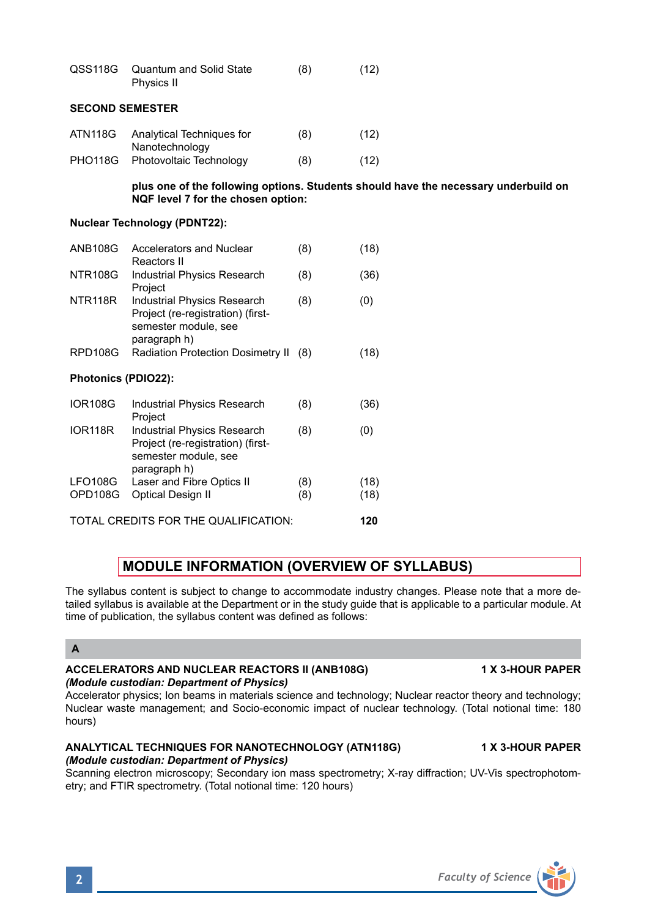| | | | |
|---|---|---|---|
| QSS118G | Quantum and Solid State Physics II | (8) | (12) |

**SECOND SEMESTER**

| | | | |
|---|---|---|---|
| ATN118G | Analytical Techniques for Nanotechnology | (8) | (12) |
| PHO118G | Photovoltaic Technology | (8) | (12) |

**plus one of the following options. Students should have the necessary underbuild on NQF level 7 for the chosen option:**

**Nuclear Technology (PDNT22):**

| | | | |
|---|---|---|---|
| ANB108G | Accelerators and Nuclear Reactors II | (8) | (18) |
| NTR108G | Industrial Physics Research Project | (8) | (36) |
| NTR118R | Industrial Physics Research Project (re-registration) (first-semester module, see paragraph h) | (8) | (0) |
| RPD108G | Radiation Protection Dosimetry II | (8) | (18) |

**Photonics (PDIO22):**

| | | | |
|---|---|---|---|
| IOR108G | Industrial Physics Research Project | (8) | (36) |
| IOR118R | Industrial Physics Research Project (re-registration) (first-semester module, see paragraph h) | (8) | (0) |
| LFO108G | Laser and Fibre Optics II | (8) | (18) |
| OPD108G | Optical Design II | (8) | (18) |

TOTAL CREDITS FOR THE QUALIFICATION: **120**

## MODULE INFORMATION (OVERVIEW OF SYLLABUS)

The syllabus content is subject to change to accommodate industry changes. Please note that a more detailed syllabus is available at the Department or in the study guide that is applicable to a particular module. At time of publication, the syllabus content was defined as follows:

### A

**ACCELERATORS AND NUCLEAR REACTORS II (ANB108G)** **1 X 3-HOUR PAPER**
***(Module custodian: Department of Physics)***
Accelerator physics; Ion beams in materials science and technology; Nuclear reactor theory and technology; Nuclear waste management; and Socio-economic impact of nuclear technology. (Total notional time: 180 hours)

**ANALYTICAL TECHNIQUES FOR NANOTECHNOLOGY (ATN118G)** **1 X 3-HOUR PAPER**
***(Module custodian: Department of Physics)***
Scanning electron microscopy; Secondary ion mass spectrometry; X-ray diffraction; UV-Vis spectrophotometry; and FTIR spectrometry. (Total notional time: 120 hours)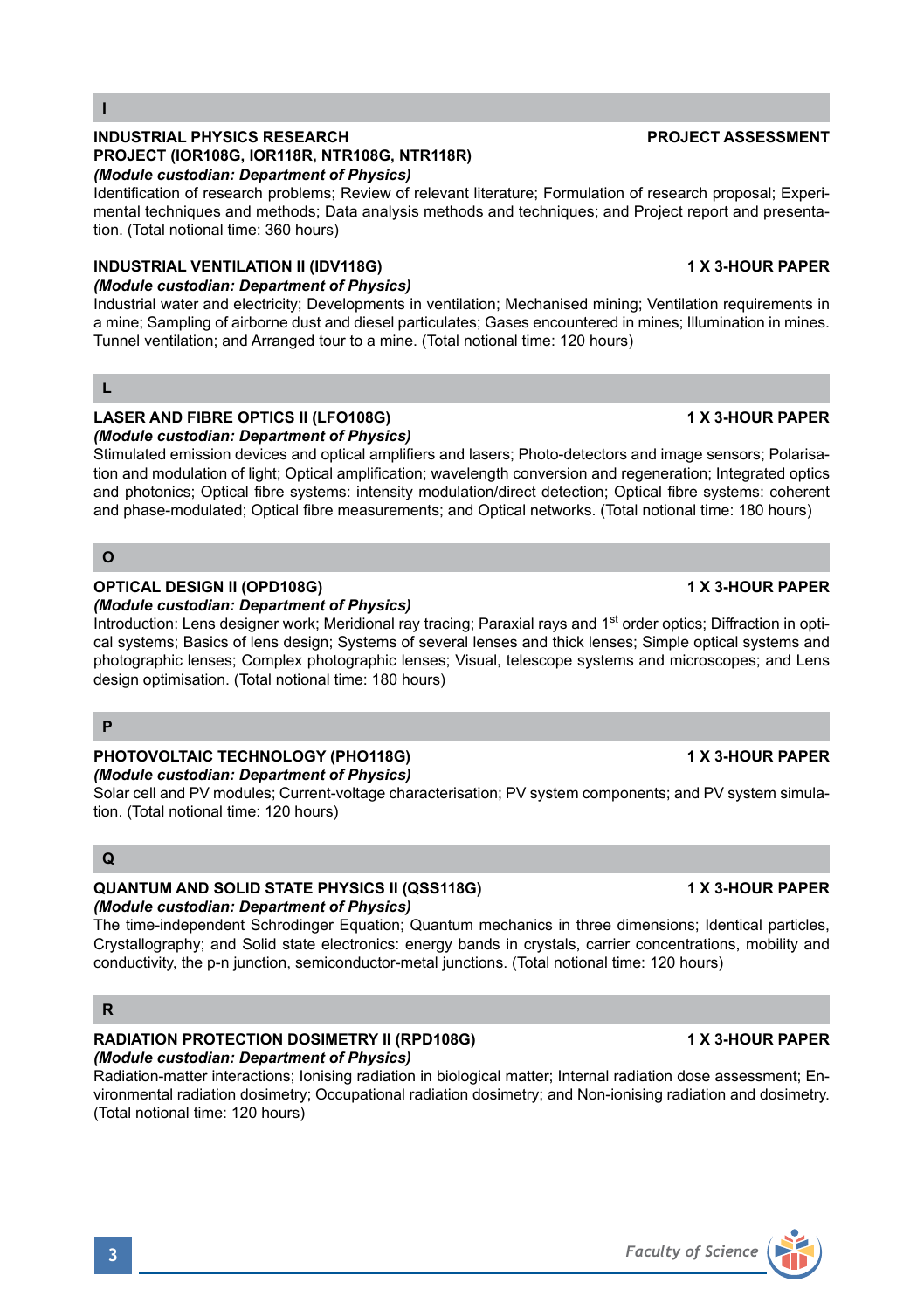## I

### INDUSTRIAL PHYSICS RESEARCH PROJECT (IOR108G, IOR118R, NTR108G, NTR118R) — PROJECT ASSESSMENT

*(Module custodian: Department of Physics)*

Identification of research problems; Review of relevant literature; Formulation of research proposal; Experimental techniques and methods; Data analysis methods and techniques; and Project report and presentation. (Total notional time: 360 hours)

### INDUSTRIAL VENTILATION II (IDV118G) — 1 X 3-HOUR PAPER

*(Module custodian: Department of Physics)*

Industrial water and electricity; Developments in ventilation; Mechanised mining; Ventilation requirements in a mine; Sampling of airborne dust and diesel particulates; Gases encountered in mines; Illumination in mines. Tunnel ventilation; and Arranged tour to a mine. (Total notional time: 120 hours)

## L

### LASER AND FIBRE OPTICS II (LFO108G) — 1 X 3-HOUR PAPER

*(Module custodian: Department of Physics)*

Stimulated emission devices and optical amplifiers and lasers; Photo-detectors and image sensors; Polarisation and modulation of light; Optical amplification; wavelength conversion and regeneration; Integrated optics and photonics; Optical fibre systems: intensity modulation/direct detection; Optical fibre systems: coherent and phase-modulated; Optical fibre measurements; and Optical networks. (Total notional time: 180 hours)

## O

### OPTICAL DESIGN II (OPD108G) — 1 X 3-HOUR PAPER

*(Module custodian: Department of Physics)*

Introduction: Lens designer work; Meridional ray tracing; Paraxial rays and 1$^{st}$ order optics; Diffraction in optical systems; Basics of lens design; Systems of several lenses and thick lenses; Simple optical systems and photographic lenses; Complex photographic lenses; Visual, telescope systems and microscopes; and Lens design optimisation. (Total notional time: 180 hours)

## P

### PHOTOVOLTAIC TECHNOLOGY (PHO118G) — 1 X 3-HOUR PAPER

*(Module custodian: Department of Physics)*

Solar cell and PV modules; Current-voltage characterisation; PV system components; and PV system simulation. (Total notional time: 120 hours)

## Q

### QUANTUM AND SOLID STATE PHYSICS II (QSS118G) — 1 X 3-HOUR PAPER

*(Module custodian: Department of Physics)*

The time-independent Schrodinger Equation; Quantum mechanics in three dimensions; Identical particles, Crystallography; and Solid state electronics: energy bands in crystals, carrier concentrations, mobility and conductivity, the p-n junction, semiconductor-metal junctions. (Total notional time: 120 hours)

## R

### RADIATION PROTECTION DOSIMETRY II (RPD108G) — 1 X 3-HOUR PAPER

*(Module custodian: Department of Physics)*

Radiation-matter interactions; Ionising radiation in biological matter; Internal radiation dose assessment; Environmental radiation dosimetry; Occupational radiation dosimetry; and Non-ionising radiation and dosimetry. (Total notional time: 120 hours)